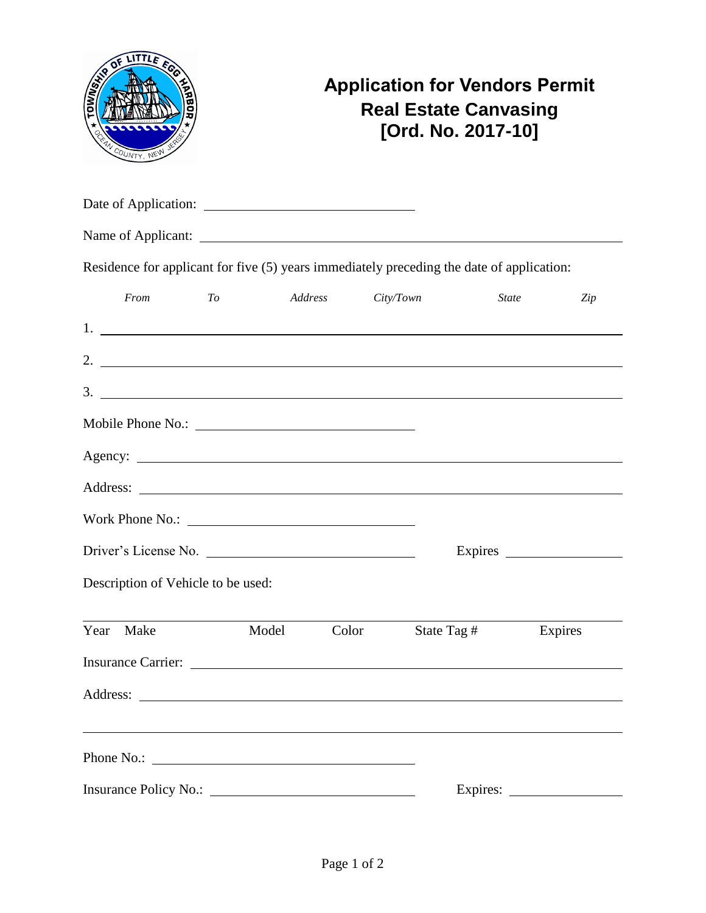# Application for Vendors Permit
## Real Estate Canvasing
## [Ord. No. 2017-10]

Date of Application: ______________________________

Name of Applicant: ______________________________________________________________

Residence for applicant for five (5) years immediately preceding the date of application:

| | *From* | *To* | *Address* | *City/Town* | *State* | *Zip* |
|---|---|---|---|---|---|---|
| 1. | | | | | | |
| 2. | | | | | | |
| 3. | | | | | | |

Mobile Phone No.: ______________________________

Agency: ______________________________________________________________

Address: ______________________________________________________________

Work Phone No.: ______________________________

Driver's License No. ______________________________ Expires ________________

Description of Vehicle to be used:

| Year | Make | Model | Color | State Tag # | Expires |
|---|---|---|---|---|---|
| | | | | | |

Insurance Carrier: ______________________________________________________________

Address: ______________________________________________________________

______________________________________________________________________

Phone No.: ______________________________

Insurance Policy No.: ______________________________ Expires: ________________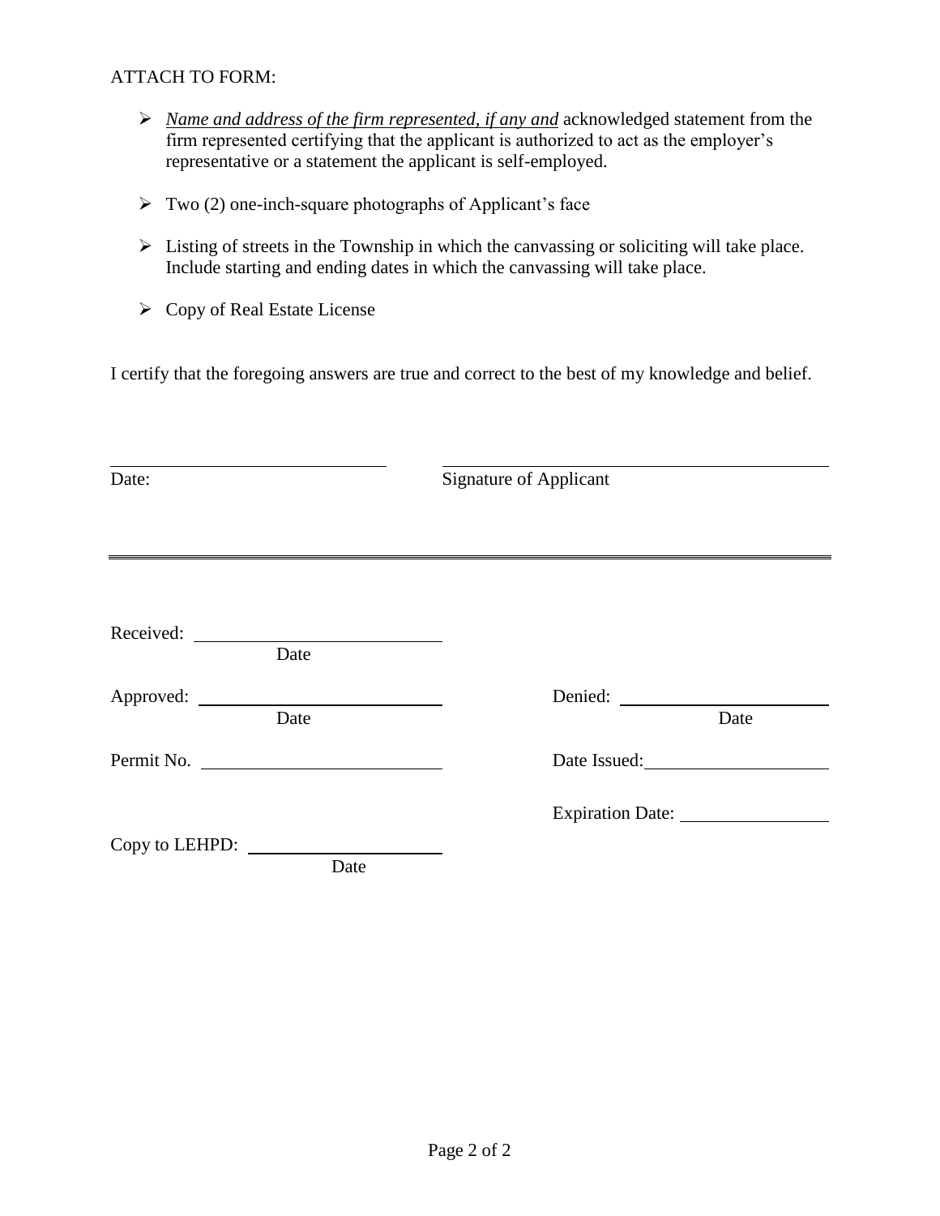ATTACH TO FORM:

- *Name and address of the firm represented, if any and* acknowledged statement from the firm represented certifying that the applicant is authorized to act as the employer's representative or a statement the applicant is self-employed.
- Two (2) one-inch-square photographs of Applicant's face
- Listing of streets in the Township in which the canvassing or soliciting will take place. Include starting and ending dates in which the canvassing will take place.
- Copy of Real Estate License

I certify that the foregoing answers are true and correct to the best of my knowledge and belief.

______________________________ ______________________________

Date: Signature of Applicant

---

Received: ______________________________
Date

Approved: ______________________________ Denied: ______________________________
Date Date

Permit No. ______________________________ Date Issued: ______________________________

Expiration Date: ______________________________

Copy to LEHPD: ______________________________
Date